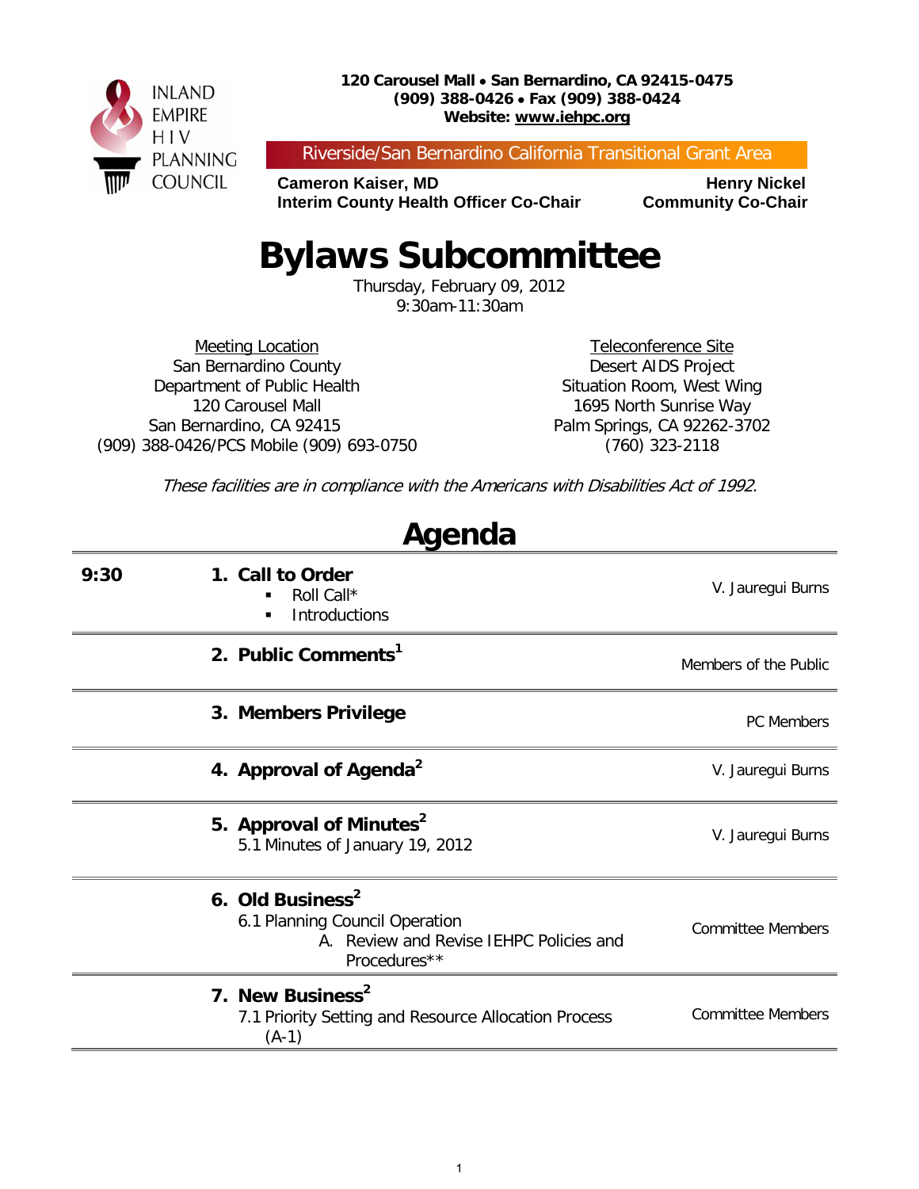INLAND EMPIRE HIV PLANNING COUNCIL

**120 Carousel Mall • San Bernardino, CA 92415-0475**
**(909) 388-0426 • Fax (909) 388-0424**
**Website: www.iehpc.org**

Riverside/San Bernardino California Transitional Grant Area

**Cameron Kaiser, MD**
**Interim County Health Officer Co-Chair**

**Henry Nickel**
**Community Co-Chair**

# Bylaws Subcommittee

Thursday, February 09, 2012
9:30am-11:30am

Meeting Location
San Bernardino County
Department of Public Health
120 Carousel Mall
San Bernardino, CA 92415
(909) 388-0426/PCS Mobile (909) 693-0750

Teleconference Site
Desert AIDS Project
Situation Room, West Wing
1695 North Sunrise Way
Palm Springs, CA 92262-3702
(760) 323-2118

*These facilities are in compliance with the Americans with Disabilities Act of 1992.*

# Agenda

| Time | Item | Presenter |
|---|---|---|
| 9:30 | **1. Call to Order**<br>▪ Roll Call*<br>▪ Introductions | V. Jauregui Burns |
| | **2. Public Comments[1]** | Members of the Public |
| | **3. Members Privilege** | PC Members |
| | **4. Approval of Agenda[2]** | V. Jauregui Burns |
| | **5. Approval of Minutes[2]**<br>5.1 Minutes of January 19, 2012 | V. Jauregui Burns |
| | **6. Old Business[2]**<br>6.1 Planning Council Operation<br>A. Review and Revise IEHPC Policies and Procedures** | Committee Members |
| | **7. New Business[2]**<br>7.1 Priority Setting and Resource Allocation Process (A-1) | Committee Members |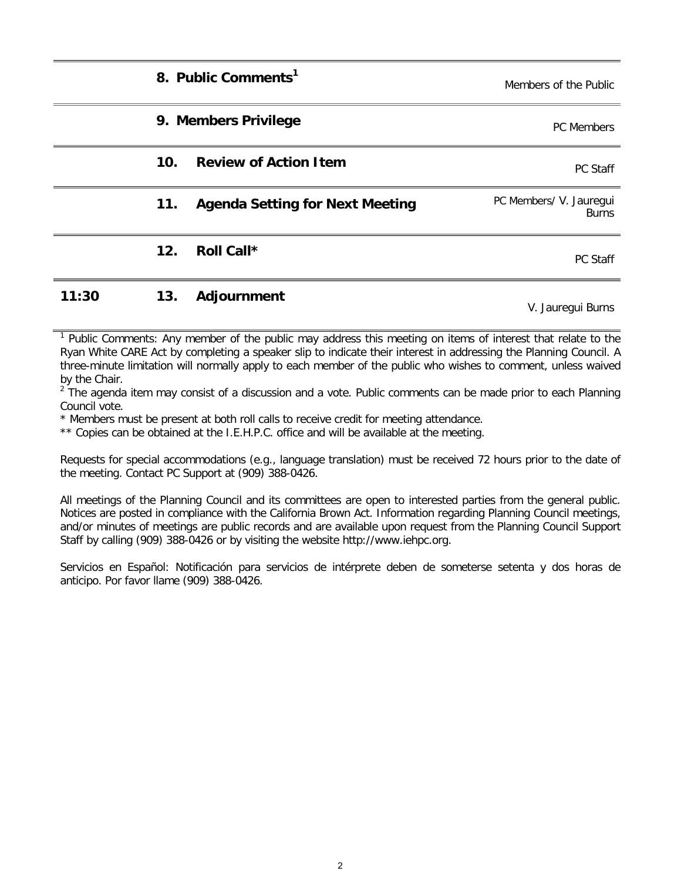| Time | # | Item | Presenter |
|---|---|---|---|
| | 8. | **Public Comments**[1] | Members of the Public |
| | 9. | **Members Privilege** | PC Members |
| | 10. | **Review of Action Item** | PC Staff |
| | 11. | **Agenda Setting for Next Meeting** | PC Members/ V. Jauregui Burns |
| | 12. | **Roll Call*** | PC Staff |
| **11:30** | **13.** | **Adjournment** | V. Jauregui Burns |

[1] Public Comments: Any member of the public may address this meeting on items of interest that relate to the Ryan White CARE Act by completing a speaker slip to indicate their interest in addressing the Planning Council. A three-minute limitation will normally apply to each member of the public who wishes to comment, unless waived by the Chair.

[2] The agenda item may consist of a discussion and a vote. Public comments can be made prior to each Planning Council vote.

* Members must be present at both roll calls to receive credit for meeting attendance.

** Copies can be obtained at the I.E.H.P.C. office and will be available at the meeting.

Requests for special accommodations (e.g., language translation) must be received 72 hours prior to the date of the meeting. Contact PC Support at (909) 388-0426.

All meetings of the Planning Council and its committees are open to interested parties from the general public. Notices are posted in compliance with the California Brown Act. Information regarding Planning Council meetings, and/or minutes of meetings are public records and are available upon request from the Planning Council Support Staff by calling (909) 388-0426 or by visiting the website http://www.iehpc.org.

Servicios en Español: Notificación para servicios de intérprete deben de someterse setenta y dos horas de anticipo. Por favor llame (909) 388-0426.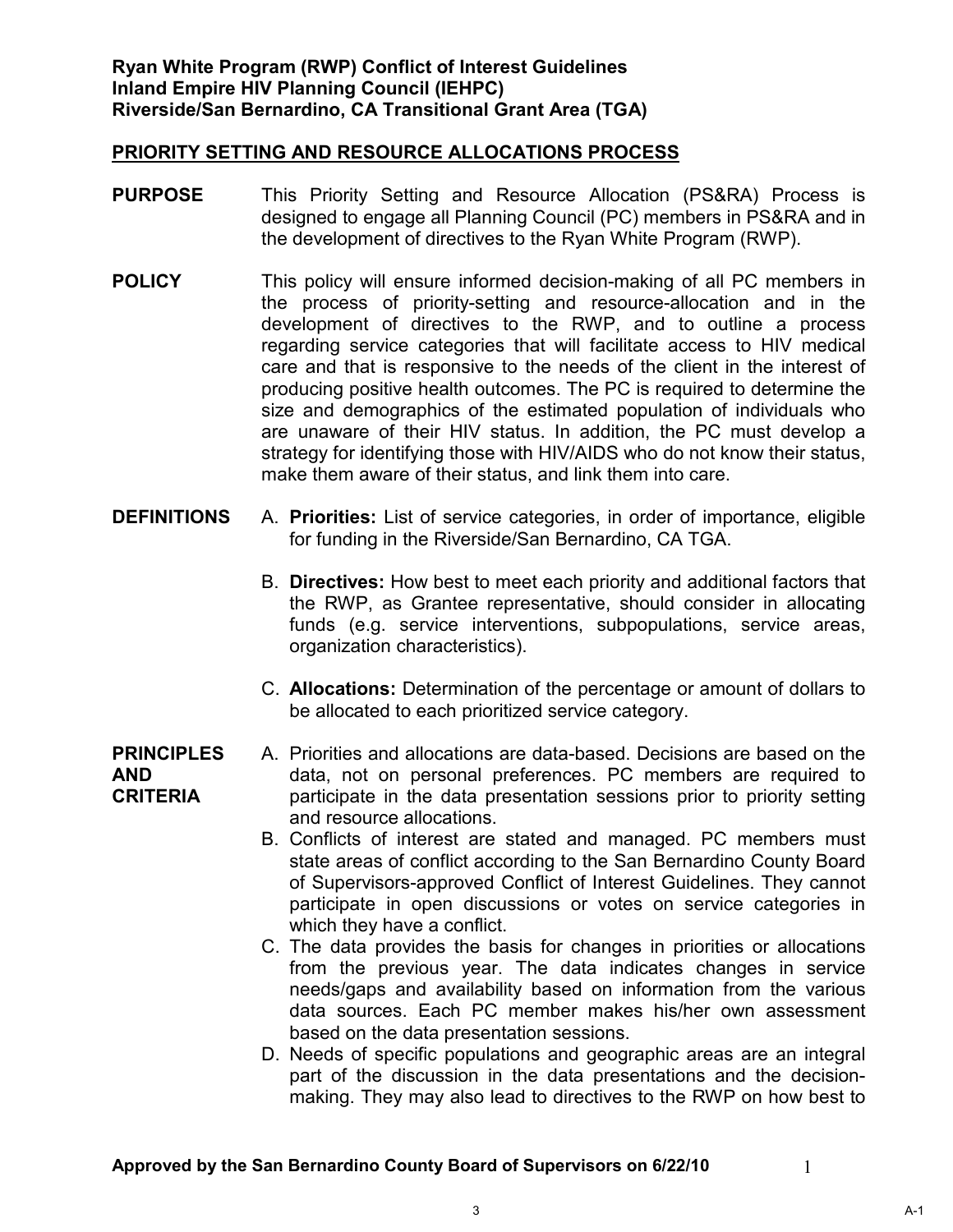**Ryan White Program (RWP) Conflict of Interest Guidelines**
**Inland Empire HIV Planning Council (IEHPC)**
**Riverside/San Bernardino, CA Transitional Grant Area (TGA)**

## PRIORITY SETTING AND RESOURCE ALLOCATIONS PROCESS

**PURPOSE**

This Priority Setting and Resource Allocation (PS&RA) Process is designed to engage all Planning Council (PC) members in PS&RA and in the development of directives to the Ryan White Program (RWP).

**POLICY**

This policy will ensure informed decision-making of all PC members in the process of priority-setting and resource-allocation and in the development of directives to the RWP, and to outline a process regarding service categories that will facilitate access to HIV medical care and that is responsive to the needs of the client in the interest of producing positive health outcomes. The PC is required to determine the size and demographics of the estimated population of individuals who are unaware of their HIV status. In addition, the PC must develop a strategy for identifying those with HIV/AIDS who do not know their status, make them aware of their status, and link them into care.

**DEFINITIONS**

A. **Priorities:** List of service categories, in order of importance, eligible for funding in the Riverside/San Bernardino, CA TGA.

B. **Directives:** How best to meet each priority and additional factors that the RWP, as Grantee representative, should consider in allocating funds (e.g. service interventions, subpopulations, service areas, organization characteristics).

C. **Allocations:** Determination of the percentage or amount of dollars to be allocated to each prioritized service category.

**PRINCIPLES AND CRITERIA**

A. Priorities and allocations are data-based. Decisions are based on the data, not on personal preferences. PC members are required to participate in the data presentation sessions prior to priority setting and resource allocations.
B. Conflicts of interest are stated and managed. PC members must state areas of conflict according to the San Bernardino County Board of Supervisors-approved Conflict of Interest Guidelines. They cannot participate in open discussions or votes on service categories in which they have a conflict.
C. The data provides the basis for changes in priorities or allocations from the previous year. The data indicates changes in service needs/gaps and availability based on information from the various data sources. Each PC member makes his/her own assessment based on the data presentation sessions.
D. Needs of specific populations and geographic areas are an integral part of the discussion in the data presentations and the decision-making. They may also lead to directives to the RWP on how best to

**Approved by the San Bernardino County Board of Supervisors on 6/22/10**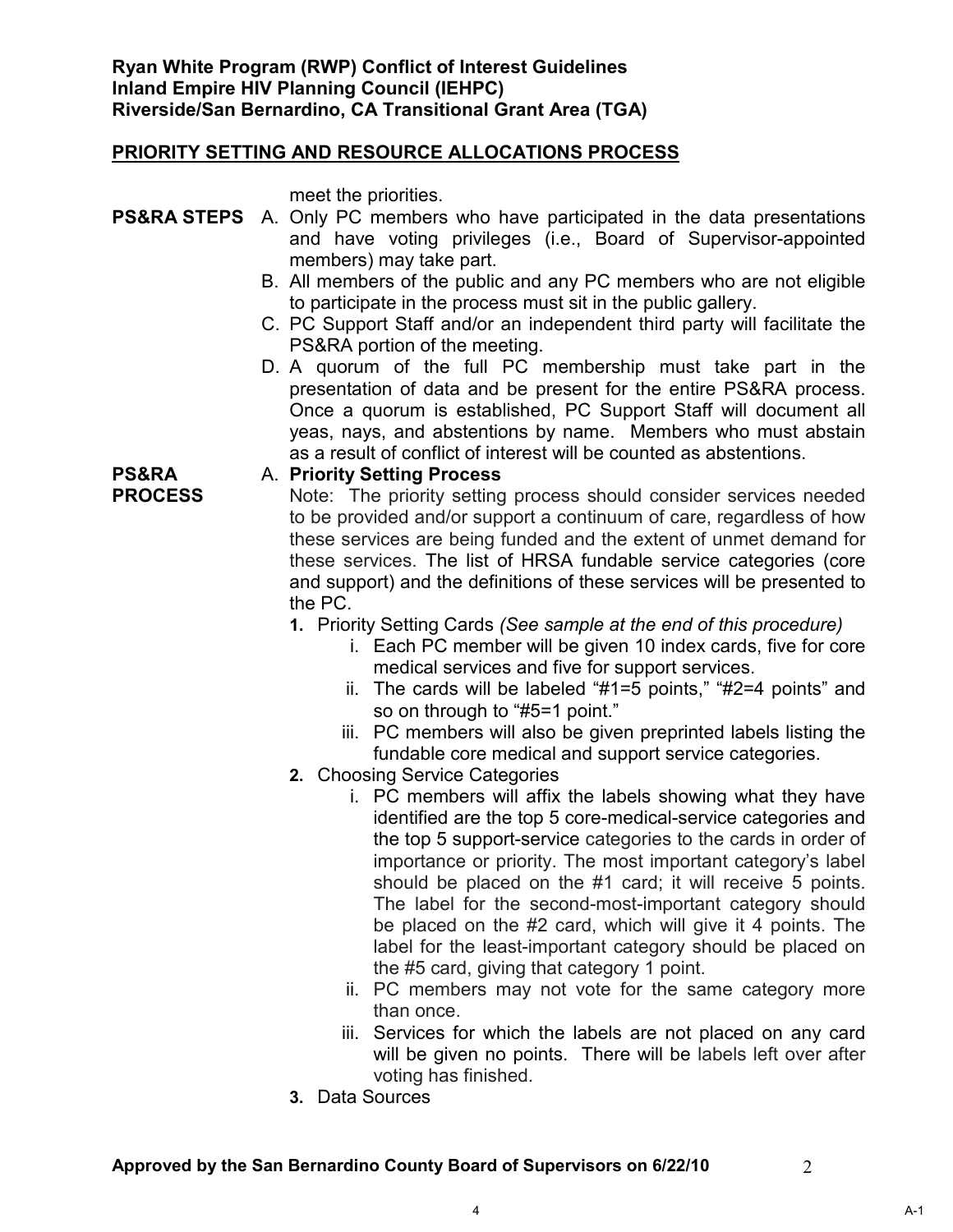**Ryan White Program (RWP) Conflict of Interest Guidelines**
**Inland Empire HIV Planning Council (IEHPC)**
**Riverside/San Bernardino, CA Transitional Grant Area (TGA)**

## PRIORITY SETTING AND RESOURCE ALLOCATIONS PROCESS

meet the priorities.

**PS&RA STEPS**

A. Only PC members who have participated in the data presentations and have voting privileges (i.e., Board of Supervisor-appointed members) may take part.

B. All members of the public and any PC members who are not eligible to participate in the process must sit in the public gallery.

C. PC Support Staff and/or an independent third party will facilitate the PS&RA portion of the meeting.

D. A quorum of the full PC membership must take part in the presentation of data and be present for the entire PS&RA process. Once a quorum is established, PC Support Staff will document all yeas, nays, and abstentions by name. Members who must abstain as a result of conflict of interest will be counted as abstentions.

**PS&RA PROCESS**

A. **Priority Setting Process**

Note: The priority setting process should consider services needed to be provided and/or support a continuum of care, regardless of how these services are being funded and the extent of unmet demand for these services. The list of HRSA fundable service categories (core and support) and the definitions of these services will be presented to the PC.

1. Priority Setting Cards *(See sample at the end of this procedure)*
   i. Each PC member will be given 10 index cards, five for core medical services and five for support services.
   ii. The cards will be labeled "#1=5 points," "#2=4 points" and so on through to "#5=1 point."
   iii. PC members will also be given preprinted labels listing the fundable core medical and support service categories.

2. Choosing Service Categories
   i. PC members will affix the labels showing what they have identified are the top 5 core-medical-service categories and the top 5 support-service categories to the cards in order of importance or priority. The most important category's label should be placed on the #1 card; it will receive 5 points. The label for the second-most-important category should be placed on the #2 card, which will give it 4 points. The label for the least-important category should be placed on the #5 card, giving that category 1 point.
   ii. PC members may not vote for the same category more than once.
   iii. Services for which the labels are not placed on any card will be given no points. There will be labels left over after voting has finished.

3. Data Sources

**Approved by the San Bernardino County Board of Supervisors on 6/22/10**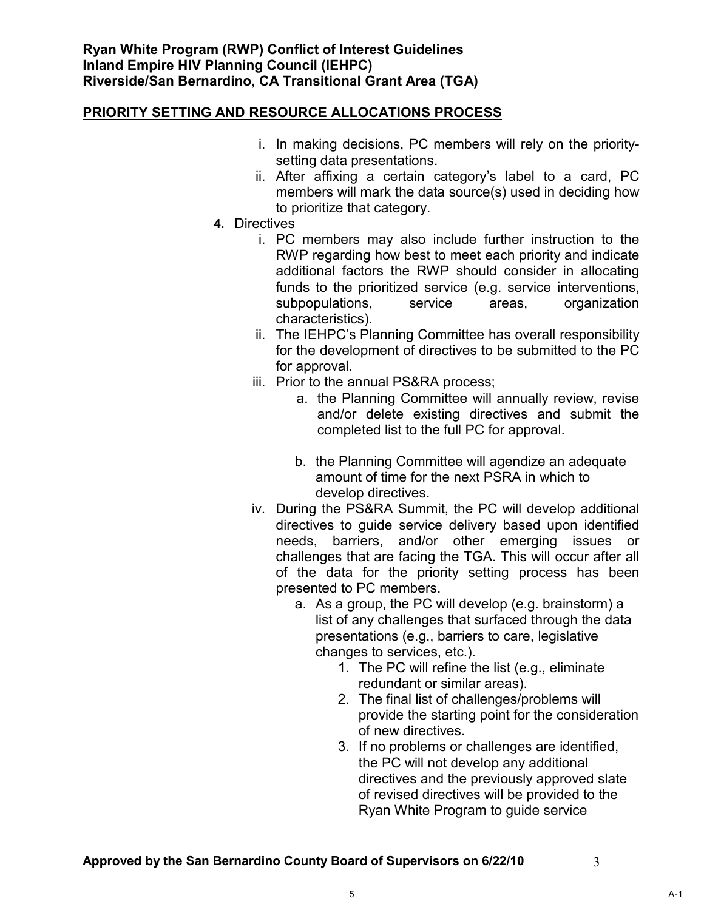**Ryan White Program (RWP) Conflict of Interest Guidelines**
**Inland Empire HIV Planning Council (IEHPC)**
**Riverside/San Bernardino, CA Transitional Grant Area (TGA)**

## PRIORITY SETTING AND RESOURCE ALLOCATIONS PROCESS

- i. In making decisions, PC members will rely on the priority-setting data presentations.
- ii. After affixing a certain category's label to a card, PC members will mark the data source(s) used in deciding how to prioritize that category.

**4.** Directives

- i. PC members may also include further instruction to the RWP regarding how best to meet each priority and indicate additional factors the RWP should consider in allocating funds to the prioritized service (e.g. service interventions, subpopulations, service areas, organization characteristics).
- ii. The IEHPC's Planning Committee has overall responsibility for the development of directives to be submitted to the PC for approval.
- iii. Prior to the annual PS&RA process;
  - a. the Planning Committee will annually review, revise and/or delete existing directives and submit the completed list to the full PC for approval.
  - b. the Planning Committee will agendize an adequate amount of time for the next PSRA in which to develop directives.
- iv. During the PS&RA Summit, the PC will develop additional directives to guide service delivery based upon identified needs, barriers, and/or other emerging issues or challenges that are facing the TGA. This will occur after all of the data for the priority setting process has been presented to PC members.
  - a. As a group, the PC will develop (e.g. brainstorm) a list of any challenges that surfaced through the data presentations (e.g., barriers to care, legislative changes to services, etc.).
    1. The PC will refine the list (e.g., eliminate redundant or similar areas).
    2. The final list of challenges/problems will provide the starting point for the consideration of new directives.
    3. If no problems or challenges are identified, the PC will not develop any additional directives and the previously approved slate of revised directives will be provided to the Ryan White Program to guide service

**Approved by the San Bernardino County Board of Supervisors on 6/22/10**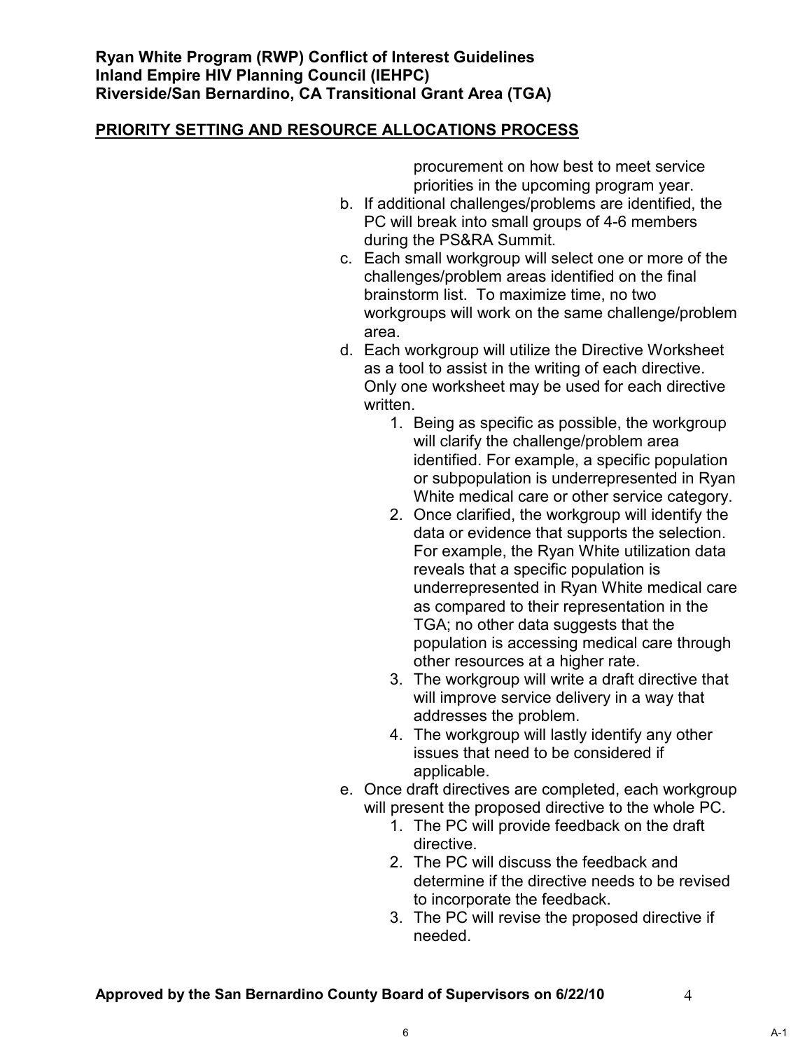**Ryan White Program (RWP) Conflict of Interest Guidelines**
**Inland Empire HIV Planning Council (IEHPC)**
**Riverside/San Bernardino, CA Transitional Grant Area (TGA)**

## PRIORITY SETTING AND RESOURCE ALLOCATIONS PROCESS

procurement on how best to meet service priorities in the upcoming program year.

b. If additional challenges/problems are identified, the PC will break into small groups of 4-6 members during the PS&RA Summit.
c. Each small workgroup will select one or more of the challenges/problem areas identified on the final brainstorm list. To maximize time, no two workgroups will work on the same challenge/problem area.
d. Each workgroup will utilize the Directive Worksheet as a tool to assist in the writing of each directive. Only one worksheet may be used for each directive written.
    1. Being as specific as possible, the workgroup will clarify the challenge/problem area identified. For example, a specific population or subpopulation is underrepresented in Ryan White medical care or other service category.
    2. Once clarified, the workgroup will identify the data or evidence that supports the selection. For example, the Ryan White utilization data reveals that a specific population is underrepresented in Ryan White medical care as compared to their representation in the TGA; no other data suggests that the population is accessing medical care through other resources at a higher rate.
    3. The workgroup will write a draft directive that will improve service delivery in a way that addresses the problem.
    4. The workgroup will lastly identify any other issues that need to be considered if applicable.
e. Once draft directives are completed, each workgroup will present the proposed directive to the whole PC.
    1. The PC will provide feedback on the draft directive.
    2. The PC will discuss the feedback and determine if the directive needs to be revised to incorporate the feedback.
    3. The PC will revise the proposed directive if needed.

**Approved by the San Bernardino County Board of Supervisors on 6/22/10**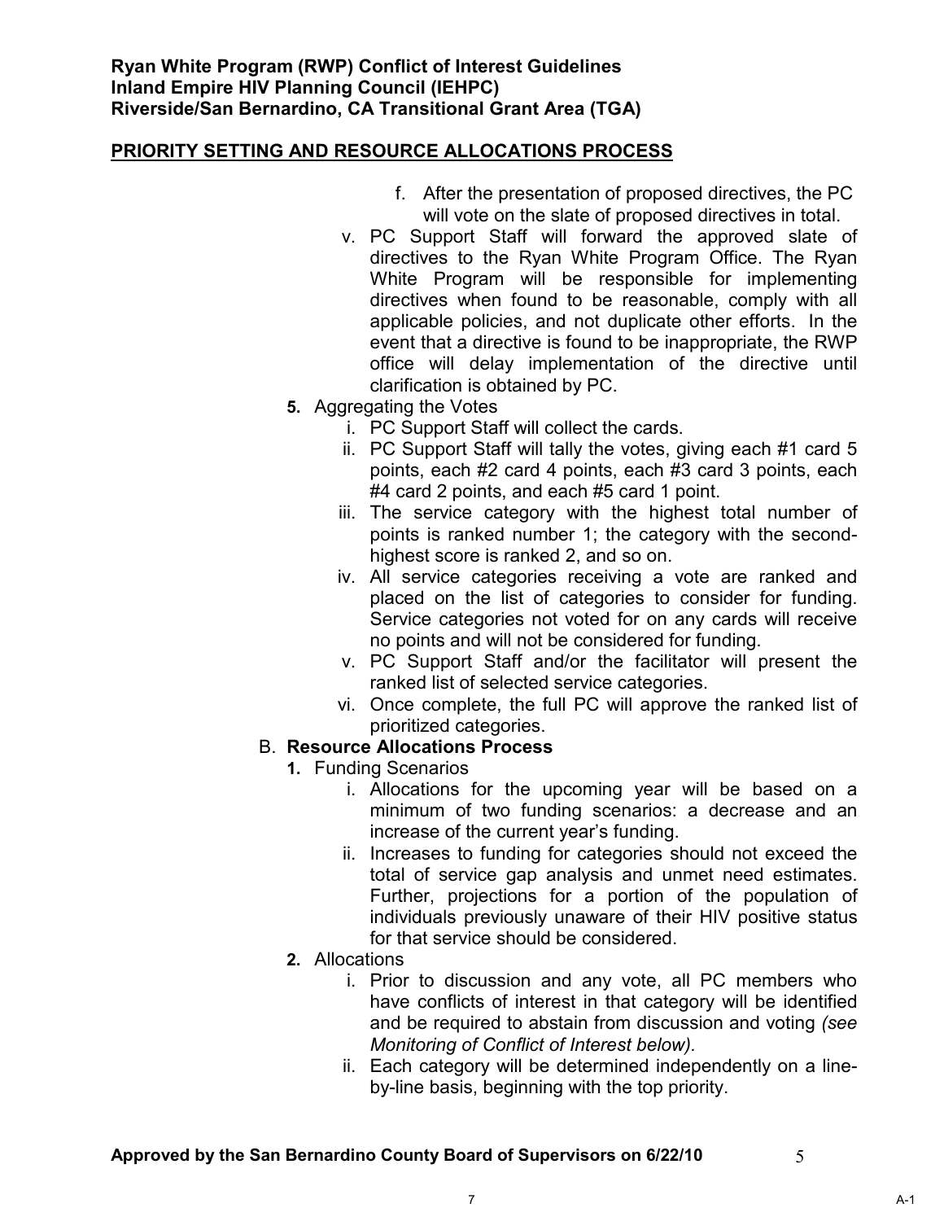**PRIORITY SETTING AND RESOURCE ALLOCATIONS PROCESS**

f. After the presentation of proposed directives, the PC will vote on the slate of proposed directives in total.

v. PC Support Staff will forward the approved slate of directives to the Ryan White Program Office. The Ryan White Program will be responsible for implementing directives when found to be reasonable, comply with all applicable policies, and not duplicate other efforts. In the event that a directive is found to be inappropriate, the RWP office will delay implementation of the directive until clarification is obtained by PC.

**5.** Aggregating the Votes

i. PC Support Staff will collect the cards.

ii. PC Support Staff will tally the votes, giving each #1 card 5 points, each #2 card 4 points, each #3 card 3 points, each #4 card 2 points, and each #5 card 1 point.

iii. The service category with the highest total number of points is ranked number 1; the category with the second-highest score is ranked 2, and so on.

iv. All service categories receiving a vote are ranked and placed on the list of categories to consider for funding. Service categories not voted for on any cards will receive no points and will not be considered for funding.

v. PC Support Staff and/or the facilitator will present the ranked list of selected service categories.

vi. Once complete, the full PC will approve the ranked list of prioritized categories.

B. **Resource Allocations Process**

**1.** Funding Scenarios

i. Allocations for the upcoming year will be based on a minimum of two funding scenarios: a decrease and an increase of the current year's funding.

ii. Increases to funding for categories should not exceed the total of service gap analysis and unmet need estimates. Further, projections for a portion of the population of individuals previously unaware of their HIV positive status for that service should be considered.

**2.** Allocations

i. Prior to discussion and any vote, all PC members who have conflicts of interest in that category will be identified and be required to abstain from discussion and voting *(see Monitoring of Conflict of Interest below).*

ii. Each category will be determined independently on a line-by-line basis, beginning with the top priority.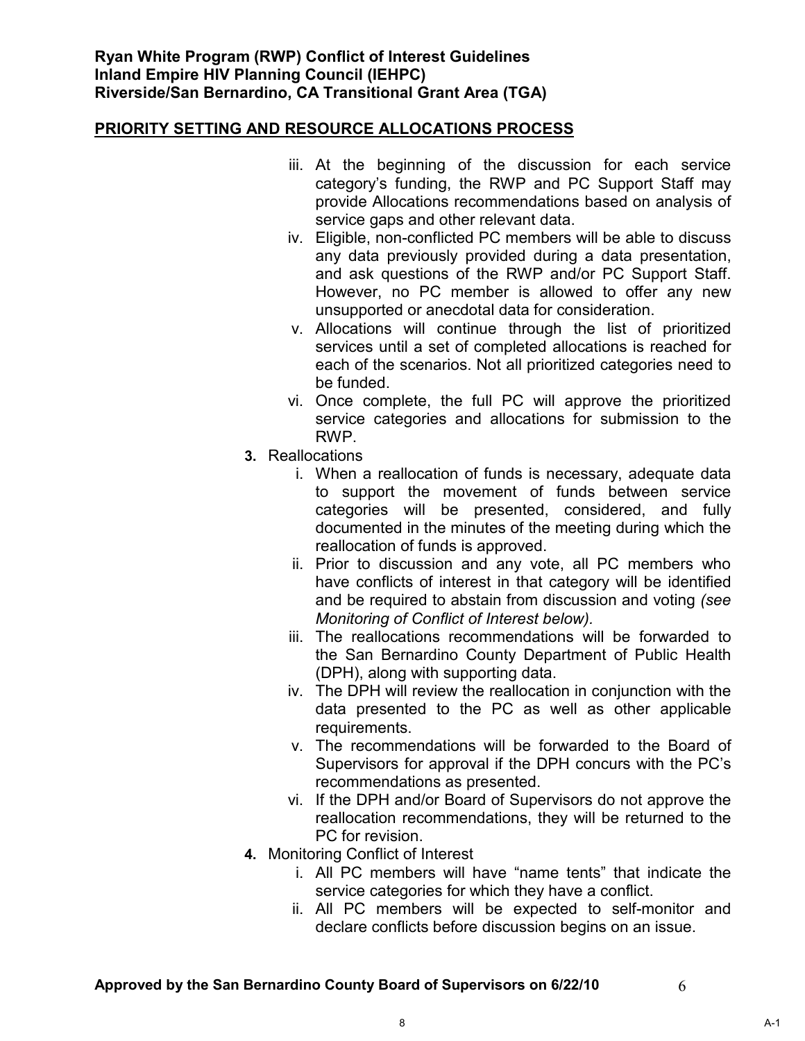**Ryan White Program (RWP) Conflict of Interest Guidelines**
**Inland Empire HIV Planning Council (IEHPC)**
**Riverside/San Bernardino, CA Transitional Grant Area (TGA)**

## PRIORITY SETTING AND RESOURCE ALLOCATIONS PROCESS

iii. At the beginning of the discussion for each service category's funding, the RWP and PC Support Staff may provide Allocations recommendations based on analysis of service gaps and other relevant data.

iv. Eligible, non-conflicted PC members will be able to discuss any data previously provided during a data presentation, and ask questions of the RWP and/or PC Support Staff. However, no PC member is allowed to offer any new unsupported or anecdotal data for consideration.

v. Allocations will continue through the list of prioritized services until a set of completed allocations is reached for each of the scenarios. Not all prioritized categories need to be funded.

vi. Once complete, the full PC will approve the prioritized service categories and allocations for submission to the RWP.

**3.** Reallocations

i. When a reallocation of funds is necessary, adequate data to support the movement of funds between service categories will be presented, considered, and fully documented in the minutes of the meeting during which the reallocation of funds is approved.

ii. Prior to discussion and any vote, all PC members who have conflicts of interest in that category will be identified and be required to abstain from discussion and voting *(see Monitoring of Conflict of Interest below).*

iii. The reallocations recommendations will be forwarded to the San Bernardino County Department of Public Health (DPH), along with supporting data.

iv. The DPH will review the reallocation in conjunction with the data presented to the PC as well as other applicable requirements.

v. The recommendations will be forwarded to the Board of Supervisors for approval if the DPH concurs with the PC's recommendations as presented.

vi. If the DPH and/or Board of Supervisors do not approve the reallocation recommendations, they will be returned to the PC for revision.

**4.** Monitoring Conflict of Interest

i. All PC members will have "name tents" that indicate the service categories for which they have a conflict.

ii. All PC members will be expected to self-monitor and declare conflicts before discussion begins on an issue.

**Approved by the San Bernardino County Board of Supervisors on 6/22/10**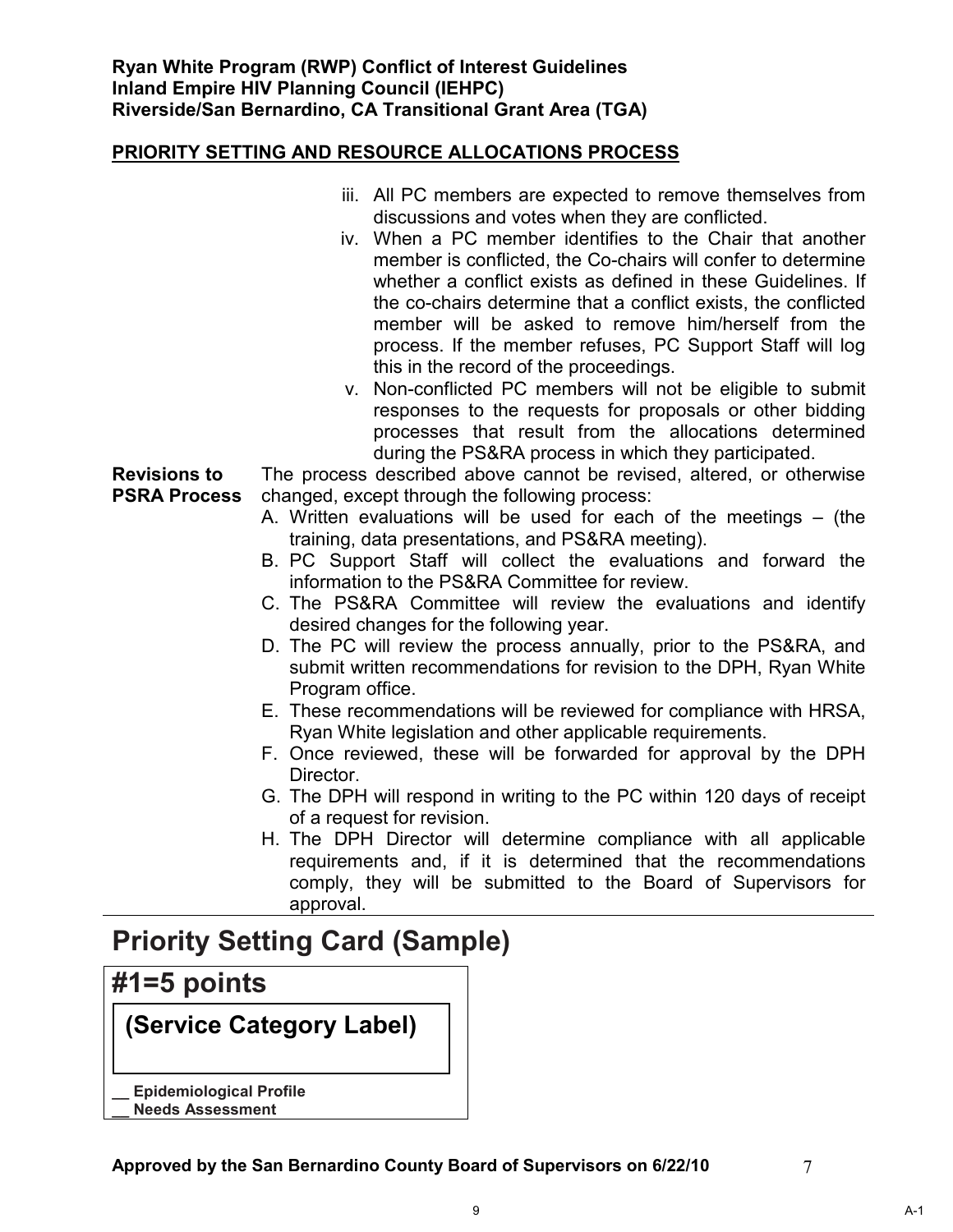**Ryan White Program (RWP) Conflict of Interest Guidelines**
**Inland Empire HIV Planning Council (IEHPC)**
**Riverside/San Bernardino, CA Transitional Grant Area (TGA)**

**PRIORITY SETTING AND RESOURCE ALLOCATIONS PROCESS**

iii. All PC members are expected to remove themselves from discussions and votes when they are conflicted.

iv. When a PC member identifies to the Chair that another member is conflicted, the Co-chairs will confer to determine whether a conflict exists as defined in these Guidelines. If the co-chairs determine that a conflict exists, the conflicted member will be asked to remove him/herself from the process. If the member refuses, PC Support Staff will log this in the record of the proceedings.

v. Non-conflicted PC members will not be eligible to submit responses to the requests for proposals or other bidding processes that result from the allocations determined during the PS&RA process in which they participated.

**Revisions to PSRA Process**

The process described above cannot be revised, altered, or otherwise changed, except through the following process:

A. Written evaluations will be used for each of the meetings – (the training, data presentations, and PS&RA meeting).
B. PC Support Staff will collect the evaluations and forward the information to the PS&RA Committee for review.
C. The PS&RA Committee will review the evaluations and identify desired changes for the following year.
D. The PC will review the process annually, prior to the PS&RA, and submit written recommendations for revision to the DPH, Ryan White Program office.
E. These recommendations will be reviewed for compliance with HRSA, Ryan White legislation and other applicable requirements.
F. Once reviewed, these will be forwarded for approval by the DPH Director.
G. The DPH will respond in writing to the PC within 120 days of receipt of a request for revision.
H. The DPH Director will determine compliance with all applicable requirements and, if it is determined that the recommendations comply, they will be submitted to the Board of Supervisors for approval.

# Priority Setting Card (Sample)

## #1=5 points

**(Service Category Label)**

**__ Epidemiological Profile**
**__ Needs Assessment**

**Approved by the San Bernardino County Board of Supervisors on 6/22/10**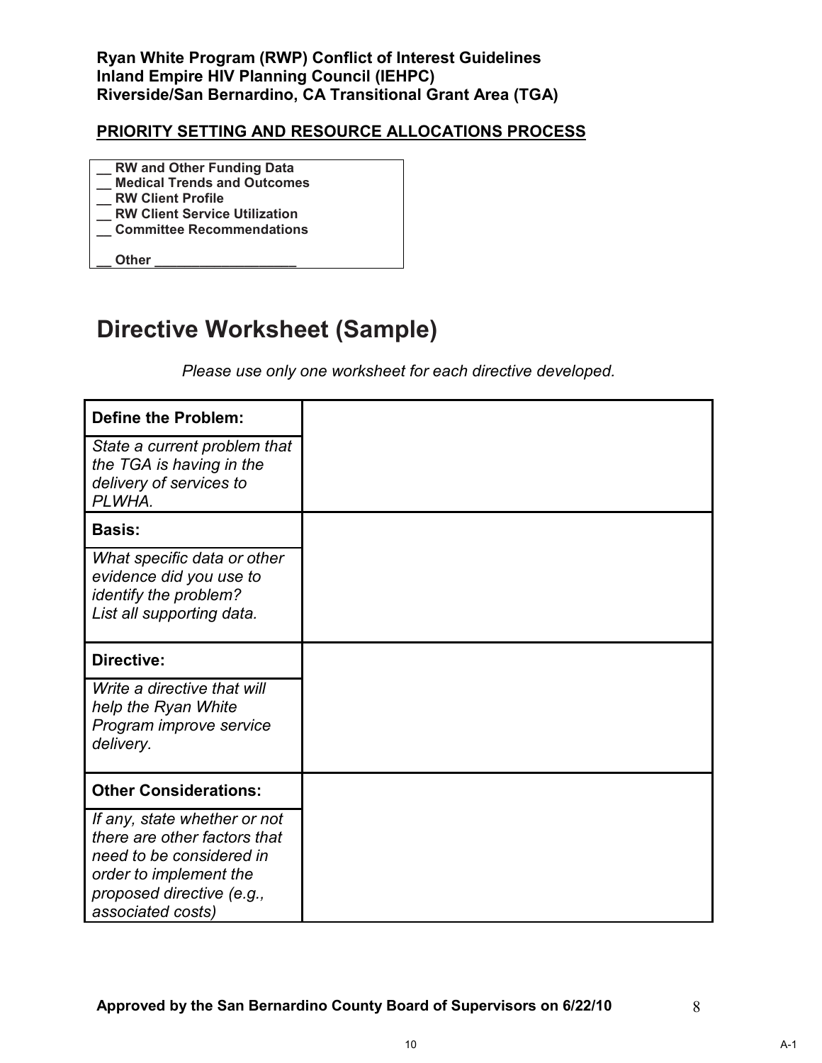**Ryan White Program (RWP) Conflict of Interest Guidelines**
**Inland Empire HIV Planning Council (IEHPC)**
**Riverside/San Bernardino, CA Transitional Grant Area (TGA)**

**PRIORITY SETTING AND RESOURCE ALLOCATIONS PROCESS**

__ **RW and Other Funding Data**
__ **Medical Trends and Outcomes**
__ **RW Client Profile**
__ **RW Client Service Utilization**
__ **Committee Recommendations**

__ **Other** ___________________

# Directive Worksheet (Sample)

*Please use only one worksheet for each directive developed.*

| | |
|---|---|
| **Define the Problem:** *State a current problem that the TGA is having in the delivery of services to PLWHA.* | |
| **Basis:** *What specific data or other evidence did you use to identify the problem? List all supporting data.* | |
| **Directive:** *Write a directive that will help the Ryan White Program improve service delivery.* | |
| **Other Considerations:** *If any, state whether or not there are other factors that need to be considered in order to implement the proposed directive (e.g., associated costs)* | |

**Approved by the San Bernardino County Board of Supervisors on 6/22/10**

A-1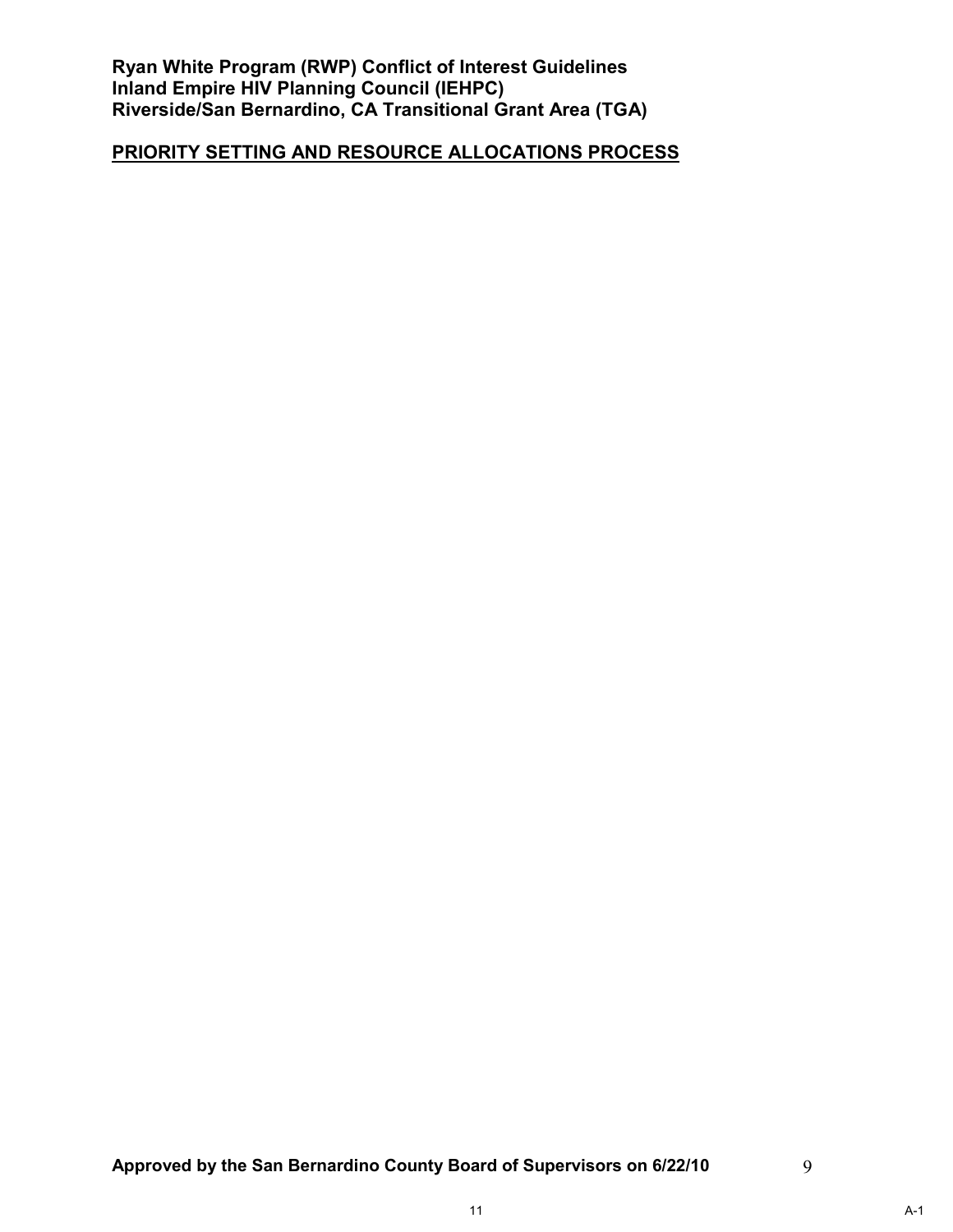## PRIORITY SETTING AND RESOURCE ALLOCATIONS PROCESS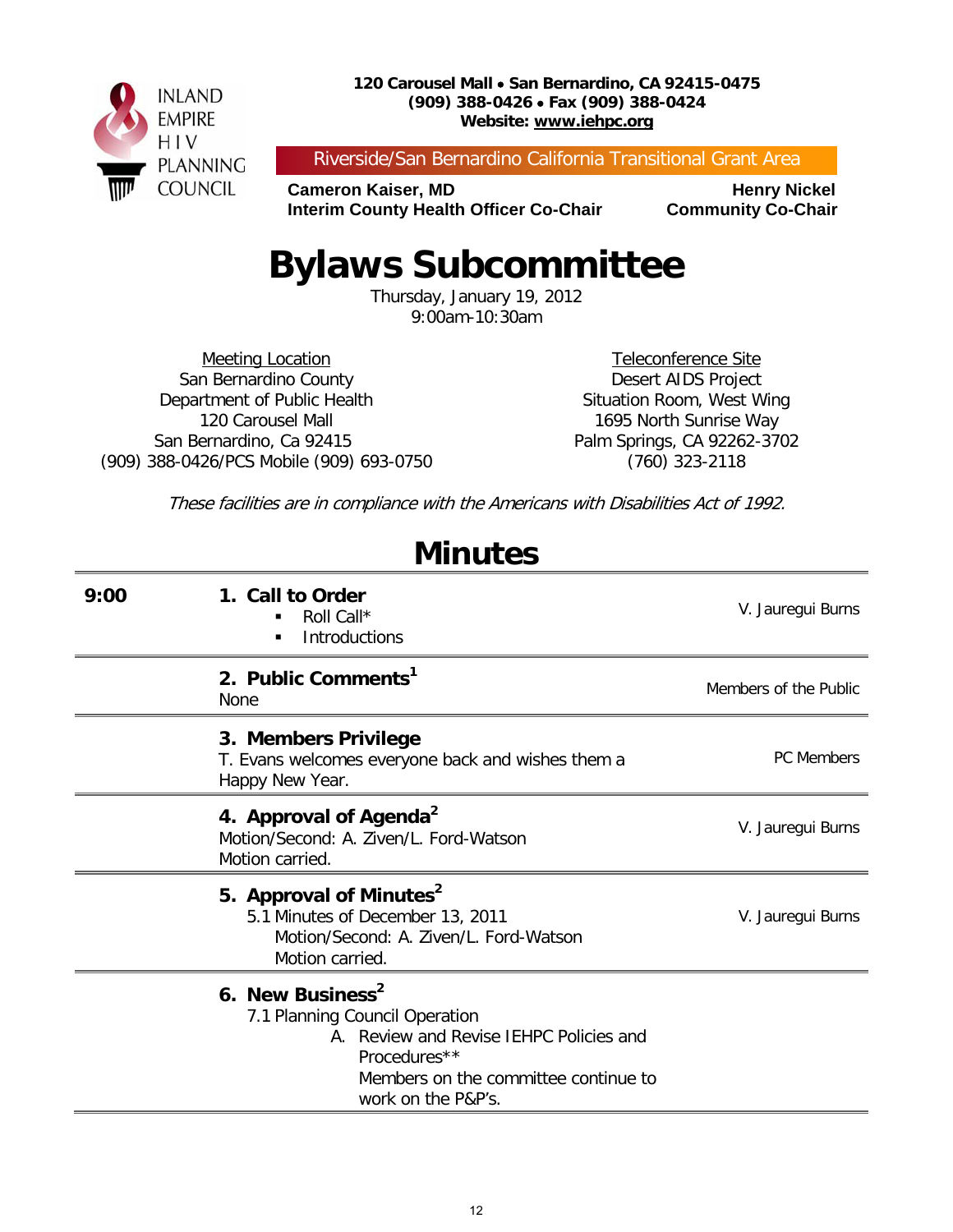INLAND EMPIRE HIV PLANNING COUNCIL

**120 Carousel Mall • San Bernardino, CA 92415-0475**
**(909) 388-0426 • Fax (909) 388-0424**
**Website: www.iehpc.org**

Riverside/San Bernardino California Transitional Grant Area

**Cameron Kaiser, MD**
**Interim County Health Officer Co-Chair**

**Henry Nickel**
**Community Co-Chair**

# Bylaws Subcommittee

Thursday, January 19, 2012
9:00am-10:30am

Meeting Location
San Bernardino County
Department of Public Health
120 Carousel Mall
San Bernardino, Ca 92415
(909) 388-0426/PCS Mobile (909) 693-0750

Teleconference Site
Desert AIDS Project
Situation Room, West Wing
1695 North Sunrise Way
Palm Springs, CA 92262-3702
(760) 323-2118

*These facilities are in compliance with the Americans with Disabilities Act of 1992.*

## Minutes

| Time | Item | Presenter |
|---|---|---|
| **9:00** | **1. Call to Order**<br>▪ Roll Call*<br>▪ Introductions | V. Jauregui Burns |
| | **2. Public Comments[1]**<br>None | Members of the Public |
| | **3. Members Privilege**<br>T. Evans welcomes everyone back and wishes them a Happy New Year. | PC Members |
| | **4. Approval of Agenda[2]**<br>Motion/Second: A. Ziven/L. Ford-Watson<br>Motion carried. | V. Jauregui Burns |
| | **5. Approval of Minutes[2]**<br>5.1 Minutes of December 13, 2011<br>Motion/Second: A. Ziven/L. Ford-Watson<br>Motion carried. | V. Jauregui Burns |
| | **6. New Business[2]**<br>7.1 Planning Council Operation<br>A. Review and Revise IEHPC Policies and Procedures**<br>Members on the committee continue to work on the P&P's. | |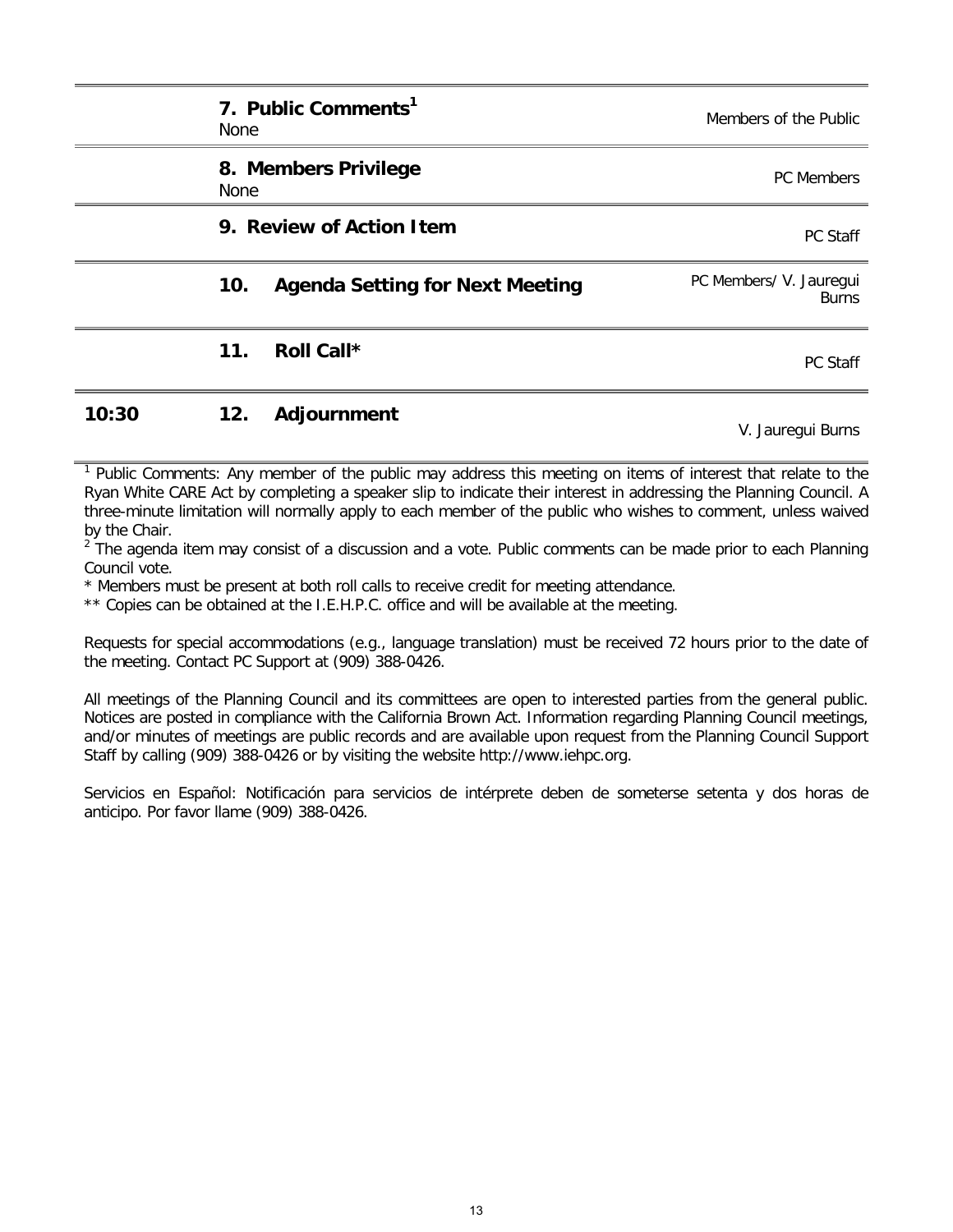| | | |
|---|---|---|
| | **7. Public Comments**[1]<br>None | Members of the Public |
| | **8. Members Privilege**<br>None | PC Members |
| | **9. Review of Action Item** | PC Staff |
| | **10. Agenda Setting for Next Meeting** | PC Members/ V. Jauregui Burns |
| | **11. Roll Call*** | PC Staff |
| **10:30** | **12. Adjournment** | V. Jauregui Burns |

[1] Public Comments: Any member of the public may address this meeting on items of interest that relate to the Ryan White CARE Act by completing a speaker slip to indicate their interest in addressing the Planning Council. A three-minute limitation will normally apply to each member of the public who wishes to comment, unless waived by the Chair.

[2] The agenda item may consist of a discussion and a vote. Public comments can be made prior to each Planning Council vote.

* Members must be present at both roll calls to receive credit for meeting attendance.

** Copies can be obtained at the I.E.H.P.C. office and will be available at the meeting.

Requests for special accommodations (e.g., language translation) must be received 72 hours prior to the date of the meeting. Contact PC Support at (909) 388-0426.

All meetings of the Planning Council and its committees are open to interested parties from the general public. Notices are posted in compliance with the California Brown Act. Information regarding Planning Council meetings, and/or minutes of meetings are public records and are available upon request from the Planning Council Support Staff by calling (909) 388-0426 or by visiting the website http://www.iehpc.org.

Servicios en Español: Notificación para servicios de intérprete deben de someterse setenta y dos horas de anticipo. Por favor llame (909) 388-0426.